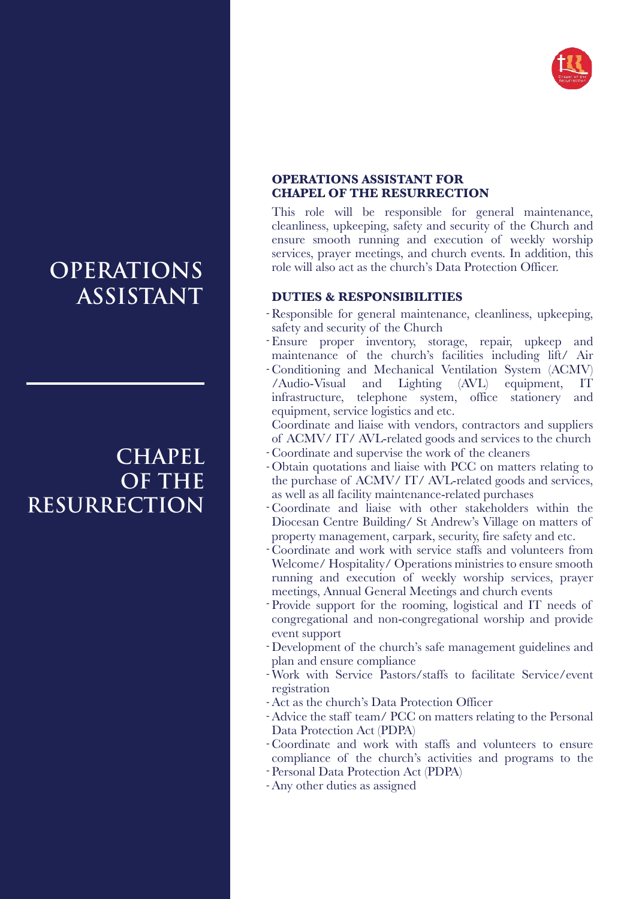# OPERATIONS ASSISTANT

# CHAPEL OF THE RESURRECTION

## OPERATIONS ASSISTANT FOR CHAPEL OF THE RESURRECTION

This role will be responsible for general maintenance, cleanliness, upkeeping, safety and security of the Church and ensure smooth running and execution of weekly worship services, prayer meetings, and church events. In addition, this role will also act as the church's Data Protection Officer.

## DUTIES & RESPONSIBILITIES

- Responsible for general maintenance, cleanliness, upkeeping, safety and security of the Church
- Ensure proper inventory, storage, repair, upkeep and maintenance of the church's facilities including lift/ Air Conditioning and Mechanical Ventilation System (ACMV) /Audio-Visual and Lighting (AVL) equipment, IT infrastructure, telephone system, office stationery and equipment, service logistics and etc.
- Coordinate and liaise with vendors, contractors and suppliers of ACMV/ IT/ AVL-related goods and services to the church
- Coordinate and supervise the work of the cleaners
- Obtain quotations and liaise with PCC on matters relating to the purchase of ACMV/ IT/ AVL-related goods and services, as well as all facility maintenance-related purchases
- Coordinate and liaise with other stakeholders within the Diocesan Centre Building/ St Andrew's Village on matters of property management, carpark, security, fire safety and etc.
- Coordinate and work with service staffs and volunteers from Welcome/ Hospitality/ Operations ministries to ensure smooth running and execution of weekly worship services, prayer meetings, Annual General Meetings and church events
- Provide support for the rooming, logistical and IT needs of congregational and non-congregational worship and provide event support
- Development of the church's safe management guidelines and plan and ensure compliance
- Work with Service Pastors/staffs to facilitate Service/event registration
- Act as the church's Data Protection Officer
- Advice the staff team/ PCC on matters relating to the Personal Data Protection Act (PDPA)
- Coordinate and work with staffs and volunteers to ensure compliance of the church's activities and programs to the Personal Data Protection Act (PDPA)
- Any other duties as assigned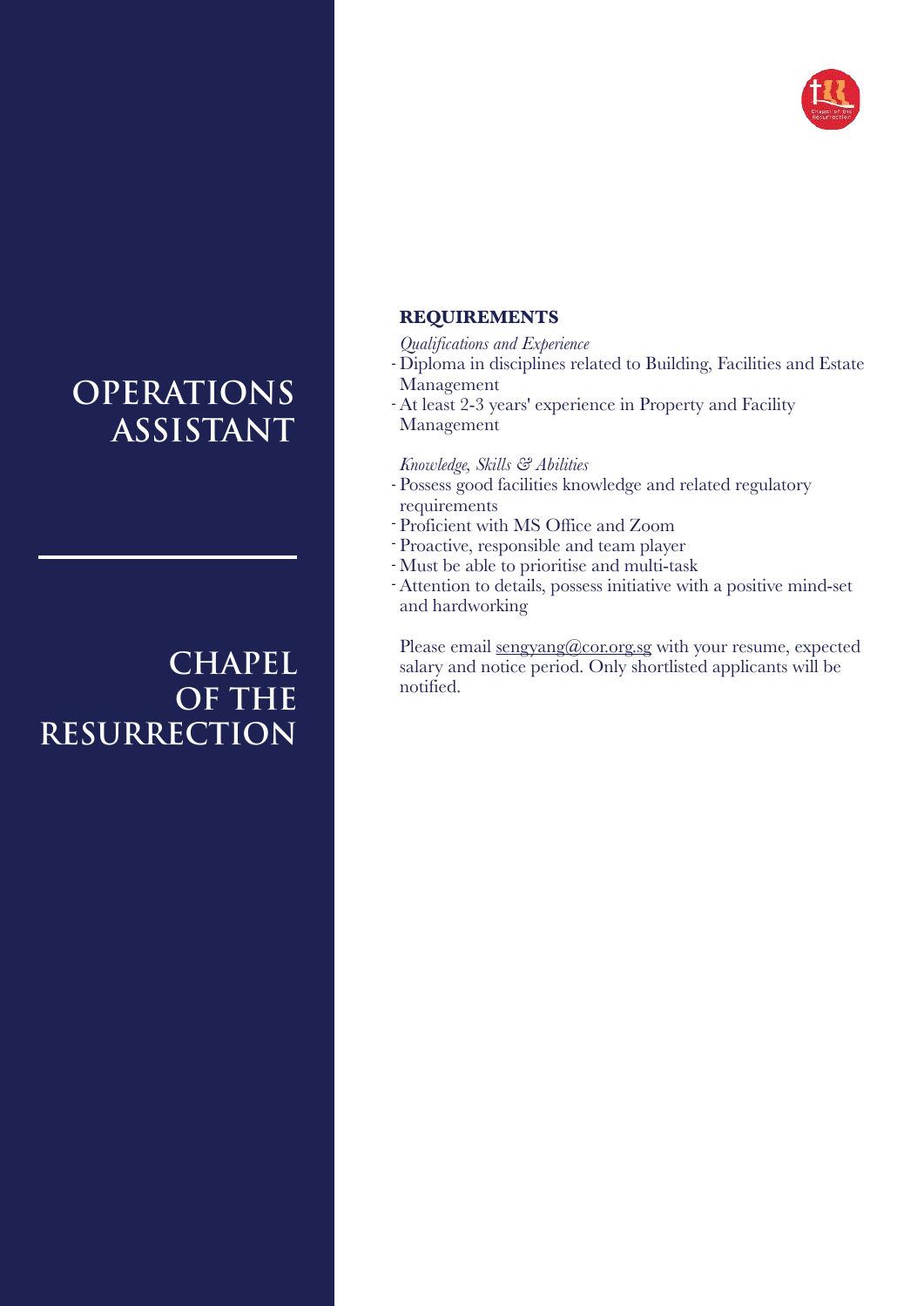# OPERATIONS ASSISTANT

## CHAPEL OF THE RESURRECTION

**REQUIREMENTS**

*Qualifications and Experience*

- Diploma in disciplines related to Building, Facilities and Estate Management
- At least 2-3 years' experience in Property and Facility Management

*Knowledge, Skills & Abilities*

- Possess good facilities knowledge and related regulatory requirements
- Proficient with MS Office and Zoom
- Proactive, responsible and team player
- Must be able to prioritise and multi-task
- Attention to details, possess initiative with a positive mind-set and hardworking

Please email sengyang@cor.org.sg with your resume, expected salary and notice period. Only shortlisted applicants will be notified.